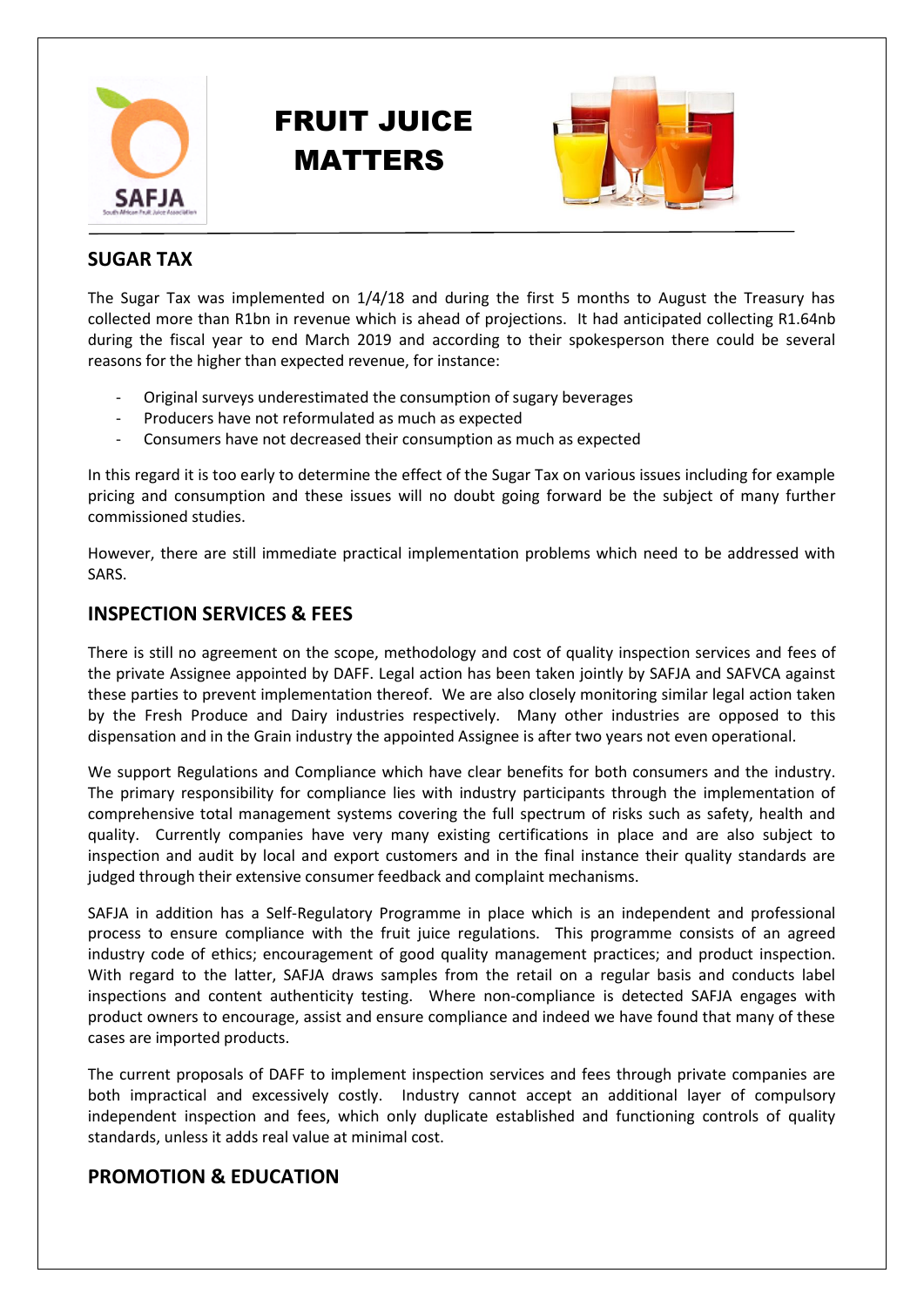# FRUIT JUICE MATTERS

## SUGAR TAX

The Sugar Tax was implemented on 1/4/18 and during the first 5 months to August the Treasury has collected more than R1bn in revenue which is ahead of projections. It had anticipated collecting R1.64nb during the fiscal year to end March 2019 and according to their spokesperson there could be several reasons for the higher than expected revenue, for instance:

- Original surveys underestimated the consumption of sugary beverages
- Producers have not reformulated as much as expected
- Consumers have not decreased their consumption as much as expected

In this regard it is too early to determine the effect of the Sugar Tax on various issues including for example pricing and consumption and these issues will no doubt going forward be the subject of many further commissioned studies.

However, there are still immediate practical implementation problems which need to be addressed with SARS.

## INSPECTION SERVICES & FEES

There is still no agreement on the scope, methodology and cost of quality inspection services and fees of the private Assignee appointed by DAFF. Legal action has been taken jointly by SAFJA and SAFVCA against these parties to prevent implementation thereof. We are also closely monitoring similar legal action taken by the Fresh Produce and Dairy industries respectively. Many other industries are opposed to this dispensation and in the Grain industry the appointed Assignee is after two years not even operational.

We support Regulations and Compliance which have clear benefits for both consumers and the industry. The primary responsibility for compliance lies with industry participants through the implementation of comprehensive total management systems covering the full spectrum of risks such as safety, health and quality. Currently companies have very many existing certifications in place and are also subject to inspection and audit by local and export customers and in the final instance their quality standards are judged through their extensive consumer feedback and complaint mechanisms.

SAFJA in addition has a Self-Regulatory Programme in place which is an independent and professional process to ensure compliance with the fruit juice regulations. This programme consists of an agreed industry code of ethics; encouragement of good quality management practices; and product inspection. With regard to the latter, SAFJA draws samples from the retail on a regular basis and conducts label inspections and content authenticity testing. Where non-compliance is detected SAFJA engages with product owners to encourage, assist and ensure compliance and indeed we have found that many of these cases are imported products.

The current proposals of DAFF to implement inspection services and fees through private companies are both impractical and excessively costly. Industry cannot accept an additional layer of compulsory independent inspection and fees, which only duplicate established and functioning controls of quality standards, unless it adds real value at minimal cost.

## PROMOTION & EDUCATION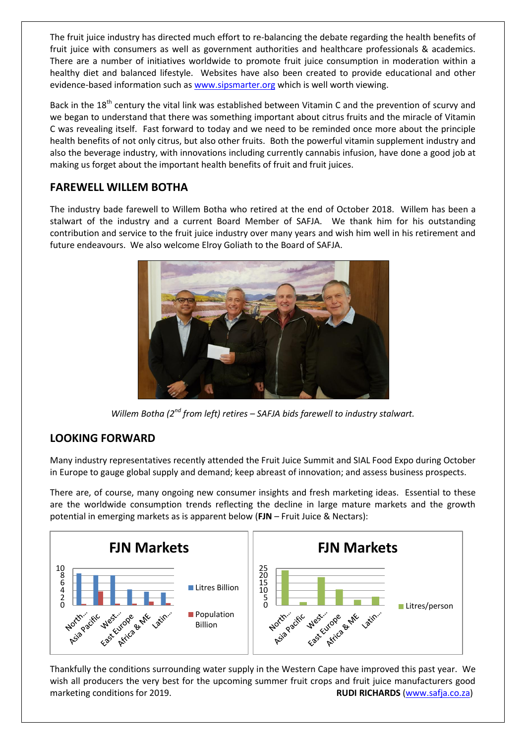The fruit juice industry has directed much effort to re-balancing the debate regarding the health benefits of fruit juice with consumers as well as government authorities and healthcare professionals & academics. There are a number of initiatives worldwide to promote fruit juice consumption in moderation within a healthy diet and balanced lifestyle. Websites have also been created to provide educational and other evidence-based information such as www.sipsmarter.org which is well worth viewing.

Back in the 18th century the vital link was established between Vitamin C and the prevention of scurvy and we began to understand that there was something important about citrus fruits and the miracle of Vitamin C was revealing itself. Fast forward to today and we need to be reminded once more about the principle health benefits of not only citrus, but also other fruits. Both the powerful vitamin supplement industry and also the beverage industry, with innovations including currently cannabis infusion, have done a good job at making us forget about the important health benefits of fruit and fruit juices.

## FAREWELL WILLEM BOTHA

The industry bade farewell to Willem Botha who retired at the end of October 2018. Willem has been a stalwart of the industry and a current Board Member of SAFJA. We thank him for his outstanding contribution and service to the fruit juice industry over many years and wish him well in his retirement and future endeavours. We also welcome Elroy Goliath to the Board of SAFJA.

*Willem Botha (2nd from left) retires – SAFJA bids farewell to industry stalwart.*

## LOOKING FORWARD

Many industry representatives recently attended the Fruit Juice Summit and SIAL Food Expo during October in Europe to gauge global supply and demand; keep abreast of innovation; and assess business prospects.

There are, of course, many ongoing new consumer insights and fresh marketing ideas. Essential to these are the worldwide consumption trends reflecting the decline in large mature markets and the growth potential in emerging markets as is apparent below (**FJN** – Fruit Juice & Nectars):

FJN Markets

10
8
6
4
2
0

North… Asia Pacific West… East Europe Africa & ME Latin…

Litres Billion
Population Billion

FJN Markets

25
20
15
10
5
0

North… Asia Pacific West… East Europe Africa & ME Latin…

Litres/person

Thankfully the conditions surrounding water supply in the Western Cape have improved this past year. We wish all producers the very best for the upcoming summer fruit crops and fruit juice manufacturers good marketing conditions for 2019. **RUDI RICHARDS** (www.safja.co.za)